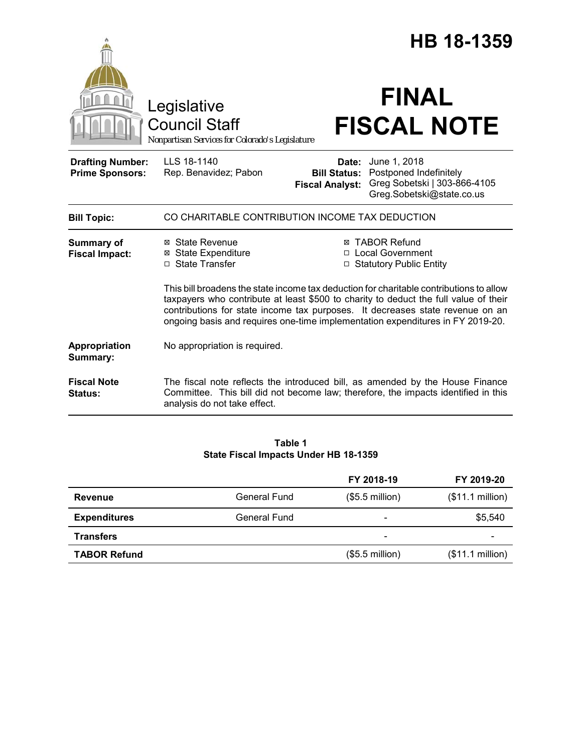# HB 18-1359

Legislative Council Staff

*Nonpartisan Services for Colorado's Legislature*

# FINAL FISCAL NOTE

| | | | |
|---|---|---|---|
| **Drafting Number:** | LLS 18-1140 | **Date:** | June 1, 2018 |
| **Prime Sponsors:** | Rep. Benavidez; Pabon | **Bill Status:** | Postponed Indefinitely |
| | | **Fiscal Analyst:** | Greg Sobetski \| 303-866-4105 Greg.Sobetski@state.co.us |

**Bill Topic:** CO CHARITABLE CONTRIBUTION INCOME TAX DEDUCTION

**Summary of Fiscal Impact:**

- ☒ State Revenue
- ☒ State Expenditure
- ☐ State Transfer
- ☒ TABOR Refund
- ☐ Local Government
- ☐ Statutory Public Entity

This bill broadens the state income tax deduction for charitable contributions to allow taxpayers who contribute at least $500 to charity to deduct the full value of their contributions for state income tax purposes. It decreases state revenue on an ongoing basis and requires one-time implementation expenditures in FY 2019-20.

**Appropriation Summary:** No appropriation is required.

**Fiscal Note Status:** The fiscal note reflects the introduced bill, as amended by the House Finance Committee. This bill did not become law; therefore, the impacts identified in this analysis do not take effect.

**Table 1**
**State Fiscal Impacts Under HB 18-1359**

| | | FY 2018-19 | FY 2019-20 |
|---|---|---|---|
| **Revenue** | General Fund | ($5.5 million) | ($11.1 million) |
| **Expenditures** | General Fund | - | $5,540 |
| **Transfers** | | - | - |
| **TABOR Refund** | | ($5.5 million) | ($11.1 million) |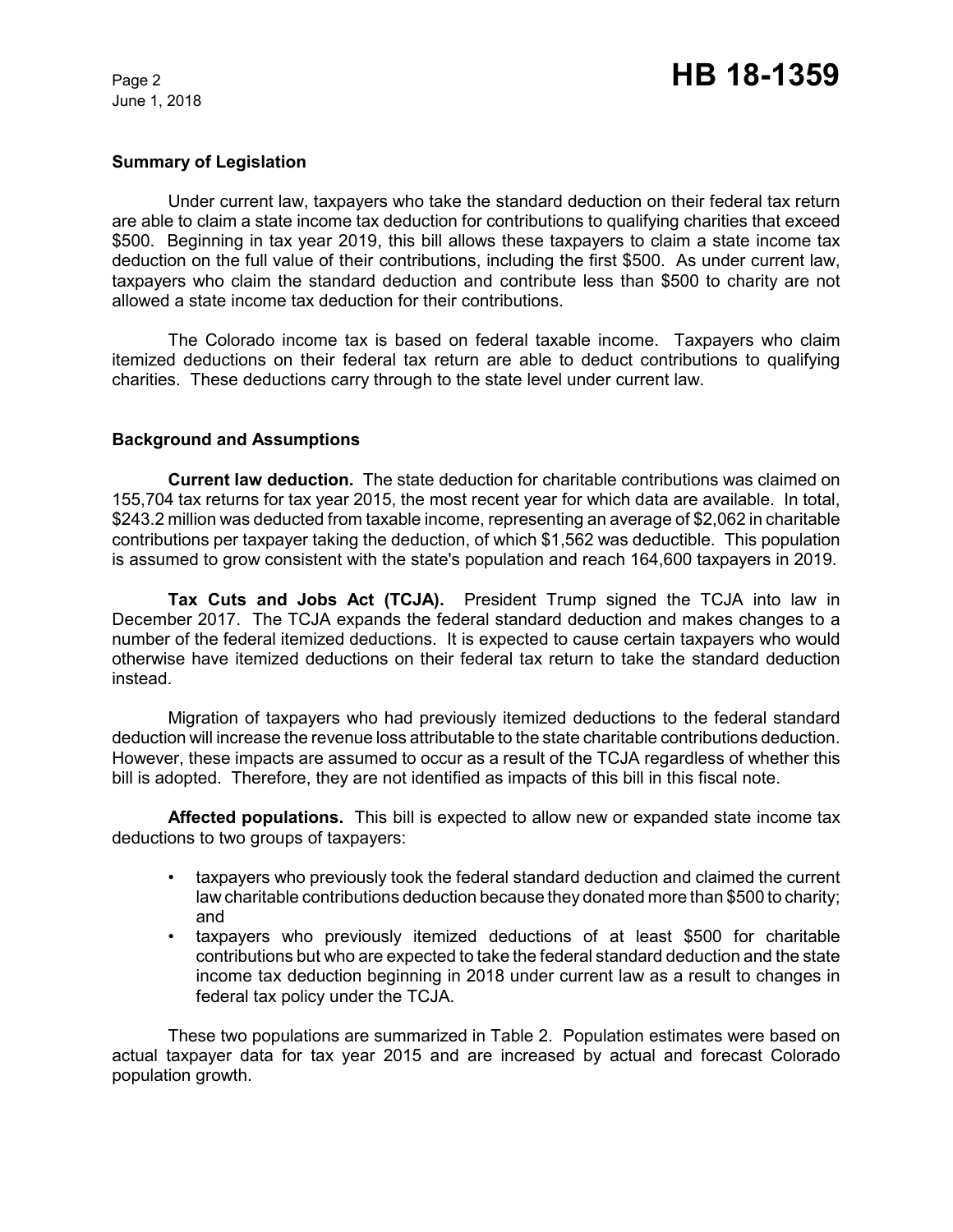## Summary of Legislation

Under current law, taxpayers who take the standard deduction on their federal tax return are able to claim a state income tax deduction for contributions to qualifying charities that exceed $500. Beginning in tax year 2019, this bill allows these taxpayers to claim a state income tax deduction on the full value of their contributions, including the first $500. As under current law, taxpayers who claim the standard deduction and contribute less than $500 to charity are not allowed a state income tax deduction for their contributions.

The Colorado income tax is based on federal taxable income. Taxpayers who claim itemized deductions on their federal tax return are able to deduct contributions to qualifying charities. These deductions carry through to the state level under current law.

## Background and Assumptions

**Current law deduction.** The state deduction for charitable contributions was claimed on 155,704 tax returns for tax year 2015, the most recent year for which data are available. In total, $243.2 million was deducted from taxable income, representing an average of $2,062 in charitable contributions per taxpayer taking the deduction, of which $1,562 was deductible. This population is assumed to grow consistent with the state's population and reach 164,600 taxpayers in 2019.

**Tax Cuts and Jobs Act (TCJA).** President Trump signed the TCJA into law in December 2017. The TCJA expands the federal standard deduction and makes changes to a number of the federal itemized deductions. It is expected to cause certain taxpayers who would otherwise have itemized deductions on their federal tax return to take the standard deduction instead.

Migration of taxpayers who had previously itemized deductions to the federal standard deduction will increase the revenue loss attributable to the state charitable contributions deduction. However, these impacts are assumed to occur as a result of the TCJA regardless of whether this bill is adopted. Therefore, they are not identified as impacts of this bill in this fiscal note.

**Affected populations.** This bill is expected to allow new or expanded state income tax deductions to two groups of taxpayers:

- taxpayers who previously took the federal standard deduction and claimed the current law charitable contributions deduction because they donated more than $500 to charity; and
- taxpayers who previously itemized deductions of at least $500 for charitable contributions but who are expected to take the federal standard deduction and the state income tax deduction beginning in 2018 under current law as a result to changes in federal tax policy under the TCJA.

These two populations are summarized in Table 2. Population estimates were based on actual taxpayer data for tax year 2015 and are increased by actual and forecast Colorado population growth.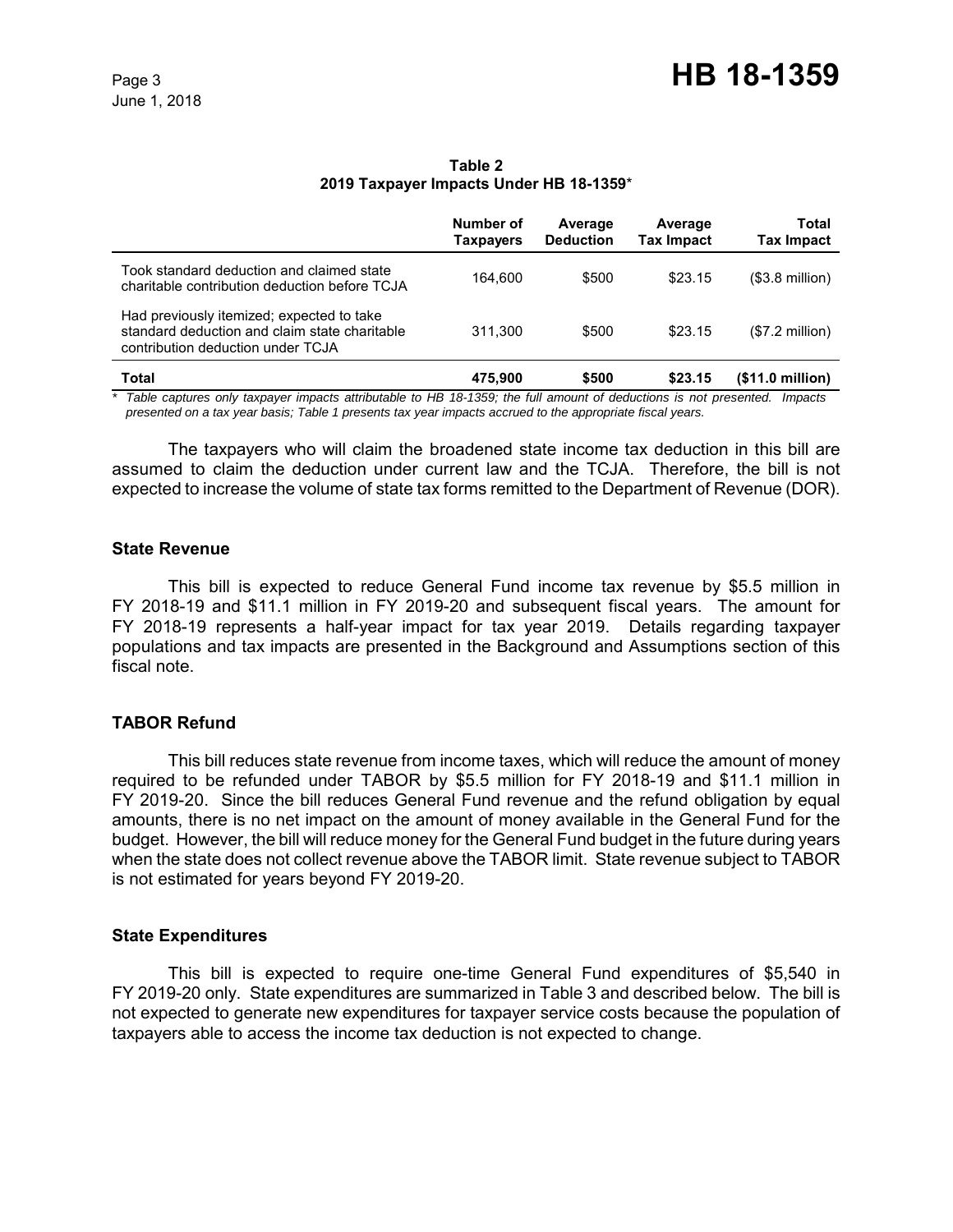**Table 2**
**2019 Taxpayer Impacts Under HB 18-1359***

| | Number of Taxpayers | Average Deduction | Average Tax Impact | Total Tax Impact |
|---|---|---|---|---|
| Took standard deduction and claimed state charitable contribution deduction before TCJA | 164,600 | $500 | $23.15 | ($3.8 million) |
| Had previously itemized; expected to take standard deduction and claim state charitable contribution deduction under TCJA | 311,300 | $500 | $23.15 | ($7.2 million) |
| **Total** | **475,900** | **$500** | **$23.15** | **($11.0 million)** |

*\* Table captures only taxpayer impacts attributable to HB 18-1359; the full amount of deductions is not presented. Impacts presented on a tax year basis; Table 1 presents tax year impacts accrued to the appropriate fiscal years.*

The taxpayers who will claim the broadened state income tax deduction in this bill are assumed to claim the deduction under current law and the TCJA. Therefore, the bill is not expected to increase the volume of state tax forms remitted to the Department of Revenue (DOR).

### State Revenue

This bill is expected to reduce General Fund income tax revenue by $5.5 million in FY 2018-19 and $11.1 million in FY 2019-20 and subsequent fiscal years. The amount for FY 2018-19 represents a half-year impact for tax year 2019. Details regarding taxpayer populations and tax impacts are presented in the Background and Assumptions section of this fiscal note.

### TABOR Refund

This bill reduces state revenue from income taxes, which will reduce the amount of money required to be refunded under TABOR by $5.5 million for FY 2018-19 and $11.1 million in FY 2019-20. Since the bill reduces General Fund revenue and the refund obligation by equal amounts, there is no net impact on the amount of money available in the General Fund for the budget. However, the bill will reduce money for the General Fund budget in the future during years when the state does not collect revenue above the TABOR limit. State revenue subject to TABOR is not estimated for years beyond FY 2019-20.

### State Expenditures

This bill is expected to require one-time General Fund expenditures of $5,540 in FY 2019-20 only. State expenditures are summarized in Table 3 and described below. The bill is not expected to generate new expenditures for taxpayer service costs because the population of taxpayers able to access the income tax deduction is not expected to change.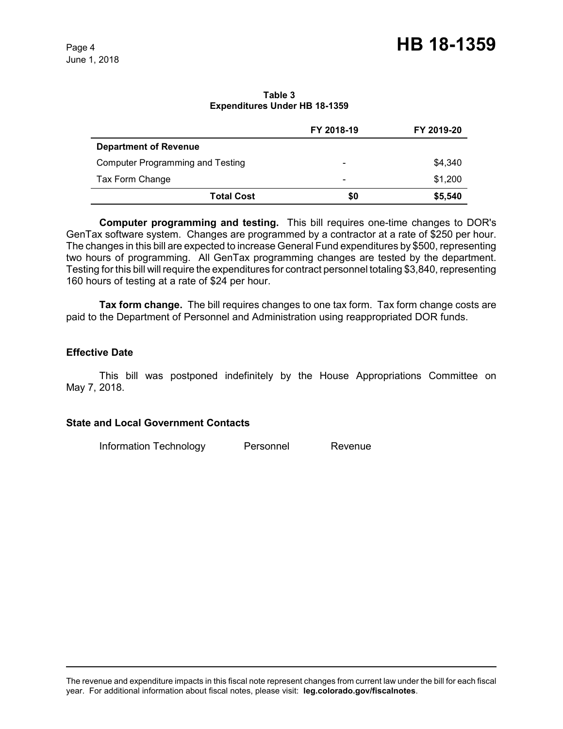**Table 3**
**Expenditures Under HB 18-1359**

| | FY 2018-19 | FY 2019-20 |
|---|---|---|
| **Department of Revenue** | | |
| Computer Programming and Testing | - | $4,340 |
| Tax Form Change | - | $1,200 |
| **Total Cost** | **$0** | **$5,540** |

**Computer programming and testing.** This bill requires one-time changes to DOR's GenTax software system. Changes are programmed by a contractor at a rate of $250 per hour. The changes in this bill are expected to increase General Fund expenditures by $500, representing two hours of programming. All GenTax programming changes are tested by the department. Testing for this bill will require the expenditures for contract personnel totaling $3,840, representing 160 hours of testing at a rate of $24 per hour.

**Tax form change.** The bill requires changes to one tax form. Tax form change costs are paid to the Department of Personnel and Administration using reappropriated DOR funds.

### Effective Date

This bill was postponed indefinitely by the House Appropriations Committee on May 7, 2018.

### State and Local Government Contacts

Information Technology Personnel Revenue

The revenue and expenditure impacts in this fiscal note represent changes from current law under the bill for each fiscal year. For additional information about fiscal notes, please visit: **leg.colorado.gov/fiscalnotes**.